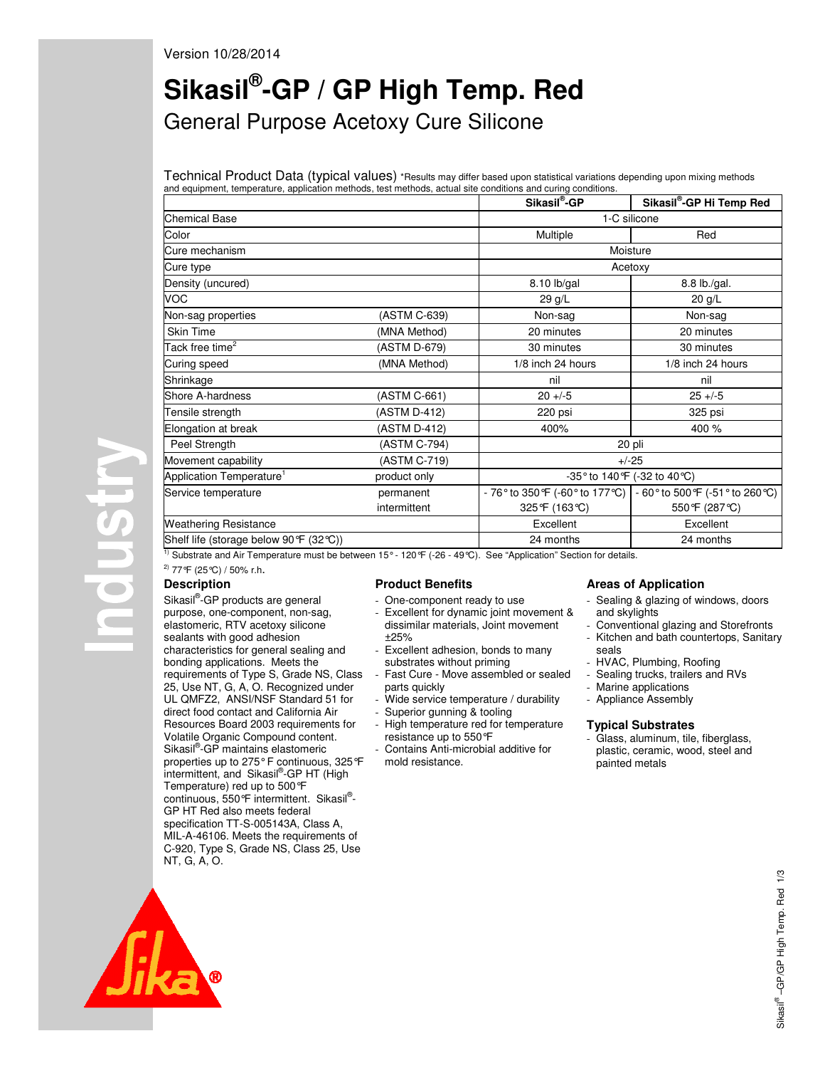Version 10/28/2014

# Sikasil®-GP / GP High Temp. Red

## General Purpose Acetoxy Cure Silicone

Technical Product Data (typical values) *Results may differ based upon statistical variations depending upon mixing methods and equipment, temperature, application methods, test methods, actual site conditions and curing conditions.

| | | Sikasil®-GP | Sikasil®-GP Hi Temp Red |
|---|---|---|---|
| Chemical Base | | 1-C silicone | |
| Color | | Multiple | Red |
| Cure mechanism | | Moisture | |
| Cure type | | Acetoxy | |
| Density (uncured) | | 8.10 lb/gal | 8.8 lb./gal. |
| VOC | | 29 g/L | 20 g/L |
| Non-sag properties | (ASTM C-639) | Non-sag | Non-sag |
| Skin Time | (MNA Method) | 20 minutes | 20 minutes |
| Tack free time[2] | (ASTM D-679) | 30 minutes | 30 minutes |
| Curing speed | (MNA Method) | 1/8 inch 24 hours | 1/8 inch 24 hours |
| Shrinkage | | nil | nil |
| Shore A-hardness | (ASTM C-661) | 20 +/-5 | 25 +/-5 |
| Tensile strength | (ASTM D-412) | 220 psi | 325 psi |
| Elongation at break | (ASTM D-412) | 400% | 400 % |
| Peel Strength | (ASTM C-794) | 20 pli | |
| Movement capability | (ASTM C-719) | +/-25 | |
| Application Temperature[1] | product only | -35° to 140°F (-32 to 40°C) | |
| Service temperature | permanent | - 76° to 350°F (-60° to 177°C) | - 60° to 500°F (-51° to 260°C) |
| | intermittent | 325°F (163°C) | 550°F (287°C) |
| Weathering Resistance | | Excellent | Excellent |
| Shelf life (storage below 90°F (32°C)) | | 24 months | 24 months |

[1] Substrate and Air Temperature must be between 15° - 120°F (-26 - 49°C). See "Application" Section for details.

[2] 77°F (25°C) / 50% r.h.

### Description

Sikasil®-GP products are general purpose, one-component, non-sag, elastomeric, RTV acetoxy silicone sealants with good adhesion characteristics for general sealing and bonding applications. Meets the requirements of Type S, Grade NS, Class 25, Use NT, G, A, O. Recognized under UL QMFZ2, ANSI/NSF Standard 51 for direct food contact and California Air Resources Board 2003 requirements for Volatile Organic Compound content. Sikasil®-GP maintains elastomeric properties up to 275° F continuous, 325°F intermittent, and Sikasil®-GP HT (High Temperature) red up to 500°F continuous, 550°F intermittent. Sikasil®-GP HT Red also meets federal specification TT-S-005143A, Class A, MIL-A-46106. Meets the requirements of C-920, Type S, Grade NS, Class 25, Use NT, G, A, O.

### Product Benefits

- One-component ready to use
- Excellent for dynamic joint movement & dissimilar materials, Joint movement ±25%
- Excellent adhesion, bonds to many substrates without priming
- Fast Cure - Move assembled or sealed parts quickly
- Wide service temperature / durability
- Superior gunning & tooling
- High temperature red for temperature resistance up to 550°F
- Contains Anti-microbial additive for mold resistance.

### Areas of Application

- Sealing & glazing of windows, doors and skylights
- Conventional glazing and Storefronts
- Kitchen and bath countertops, Sanitary seals
- HVAC, Plumbing, Roofing
- Sealing trucks, trailers and RVs
- Marine applications
- Appliance Assembly

### Typical Substrates

- Glass, aluminum, tile, fiberglass, plastic, ceramic, wood, steel and painted metals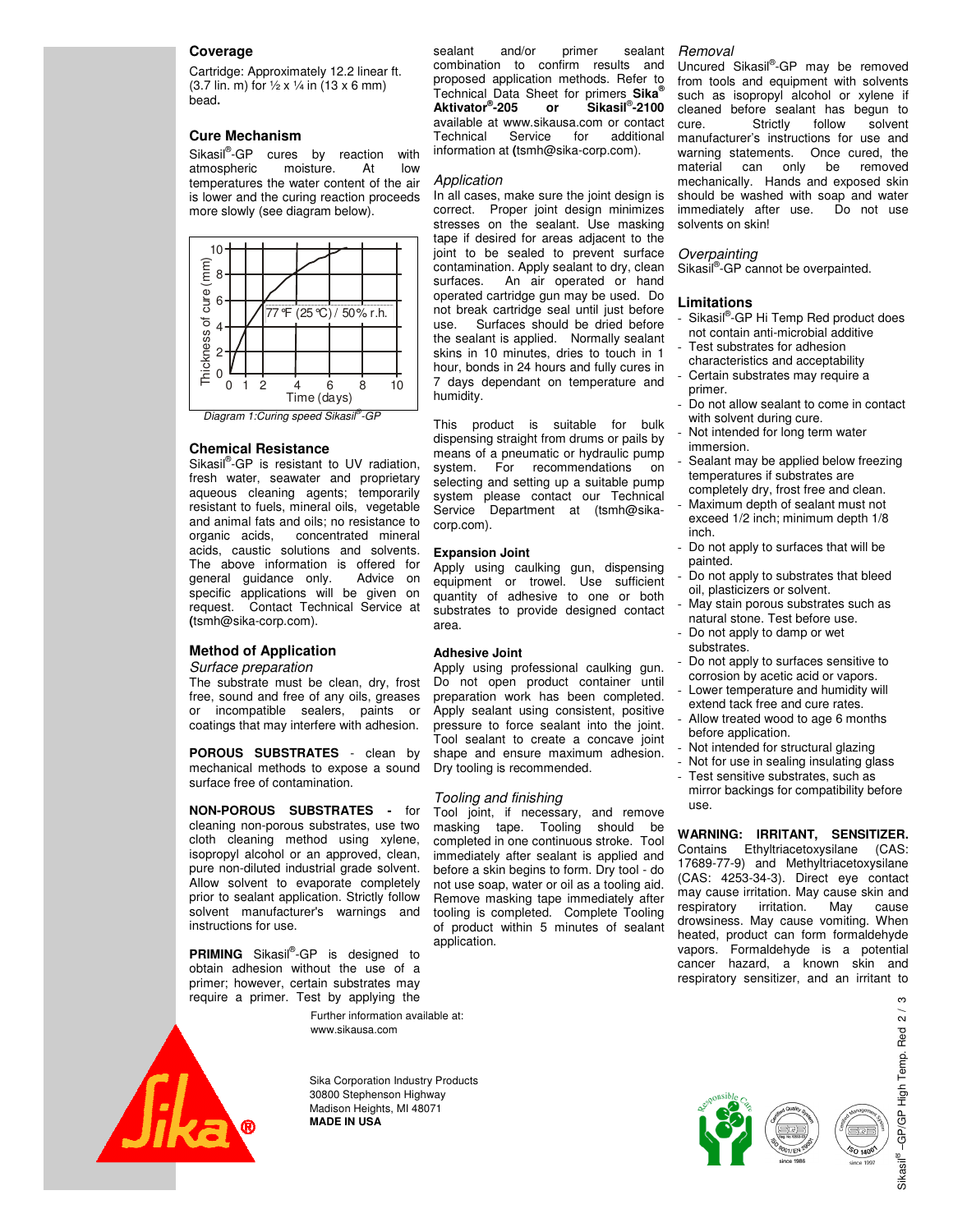## Coverage

Cartridge: Approximately 12.2 linear ft. (3.7 lin. m) for ½ x ¼ in (13 x 6 mm) bead.

## Cure Mechanism

Sikasil®-GP cures by reaction with atmospheric moisture. At low temperatures the water content of the air is lower and the curing reaction proceeds more slowly (see diagram below).

Diagram 1:Curing speed Sikasil®-GP

## Chemical Resistance

Sikasil®-GP is resistant to UV radiation, fresh water, seawater and proprietary aqueous cleaning agents; temporarily resistant to fuels, mineral oils, vegetable and animal fats and oils; no resistance to organic acids, concentrated mineral acids, caustic solutions and solvents. The above information is offered for general guidance only. Advice on specific applications will be given on request. Contact Technical Service at (tsmh@sika-corp.com).

## Method of Application

*Surface preparation*

The substrate must be clean, dry, frost free, sound and free of any oils, greases or incompatible sealers, paints or coatings that may interfere with adhesion.

**POROUS SUBSTRATES** - clean by mechanical methods to expose a sound surface free of contamination.

**NON-POROUS SUBSTRATES -** for cleaning non-porous substrates, use two cloth cleaning method using xylene, isopropyl alcohol or an approved, clean, pure non-diluted industrial grade solvent. Allow solvent to evaporate completely prior to sealant application. Strictly follow solvent manufacturer's warnings and instructions for use.

**PRIMING** Sikasil®-GP is designed to obtain adhesion without the use of a primer; however, certain substrates may require a primer. Test by applying the sealant and/or primer sealant combination to confirm results and proposed application methods. Refer to Technical Data Sheet for primers **Sika® Aktivator®-205** or **Sikasil®-2100** available at www.sikausa.com or contact Technical Service for additional information at (tsmh@sika-corp.com).

*Application*

In all cases, make sure the joint design is correct. Proper joint design minimizes stresses on the sealant. Use masking tape if desired for areas adjacent to the joint to be sealed to prevent surface contamination. Apply sealant to dry, clean surfaces. An air operated or hand operated cartridge gun may be used. Do not break cartridge seal until just before use. Surfaces should be dried before the sealant is applied. Normally sealant skins in 10 minutes, dries to touch in 1 hour, bonds in 24 hours and fully cures in 7 days dependant on temperature and humidity.

This product is suitable for bulk dispensing straight from drums or pails by means of a pneumatic or hydraulic pump system. For recommendations on selecting and setting up a suitable pump system please contact our Technical Service Department at (tsmh@sika-corp.com).

**Expansion Joint**

Apply using caulking gun, dispensing equipment or trowel. Use sufficient quantity of adhesive to one or both substrates to provide designed contact area.

**Adhesive Joint**

Apply using professional caulking gun. Do not open product container until preparation work has been completed. Apply sealant using consistent, positive pressure to force sealant into the joint. Tool sealant to create a concave joint shape and ensure maximum adhesion. Dry tooling is recommended.

*Tooling and finishing*

Tool joint, if necessary, and remove masking tape. Tooling should be completed in one continuous stroke. Tool immediately after sealant is applied and before a skin begins to form. Dry tool - do not use soap, water or oil as a tooling aid. Remove masking tape immediately after tooling is completed. Complete Tooling of product within 5 minutes of sealant application.

*Removal*

Uncured Sikasil®-GP may be removed from tools and equipment with solvents such as isopropyl alcohol or xylene if cleaned before sealant has begun to cure. Strictly follow solvent manufacturer's instructions for use and warning statements. Once cured, the material can only be removed mechanically. Hands and exposed skin should be washed with soap and water immediately after use. Do not use solvents on skin!

*Overpainting*

Sikasil®-GP cannot be overpainted.

## Limitations

- Sikasil®-GP Hi Temp Red product does not contain anti-microbial additive
- Test substrates for adhesion characteristics and acceptability
- Certain substrates may require a primer.
- Do not allow sealant to come in contact with solvent during cure.
- Not intended for long term water immersion.
- Sealant may be applied below freezing temperatures if substrates are completely dry, frost free and clean.
- Maximum depth of sealant must not exceed 1/2 inch; minimum depth 1/8 inch.
- Do not apply to surfaces that will be painted.
- Do not apply to substrates that bleed oil, plasticizers or solvent.
- May stain porous substrates such as natural stone. Test before use.
- Do not apply to damp or wet substrates.
- Do not apply to surfaces sensitive to corrosion by acetic acid or vapors.
- Lower temperature and humidity will extend tack free and cure rates.
- Allow treated wood to age 6 months before application.
- Not intended for structural glazing
- Not for use in sealing insulating glass
- Test sensitive substrates, such as mirror backings for compatibility before use.

**WARNING: IRRITANT, SENSITIZER.** Contains Ethyltriacetoxysilane (CAS: 17689-77-9) and Methyltriacetoxysilane (CAS: 4253-34-3). Direct eye contact may cause irritation. May cause skin and respiratory irritation. May cause drowsiness. May cause vomiting. When heated, product can form formaldehyde vapors. Formaldehyde is a potential cancer hazard, a known skin and respiratory sensitizer, and an irritant to

Further information available at:
www.sikausa.com

Sika Corporation Industry Products
30800 Stephenson Highway
Madison Heights, MI 48071
**MADE IN USA**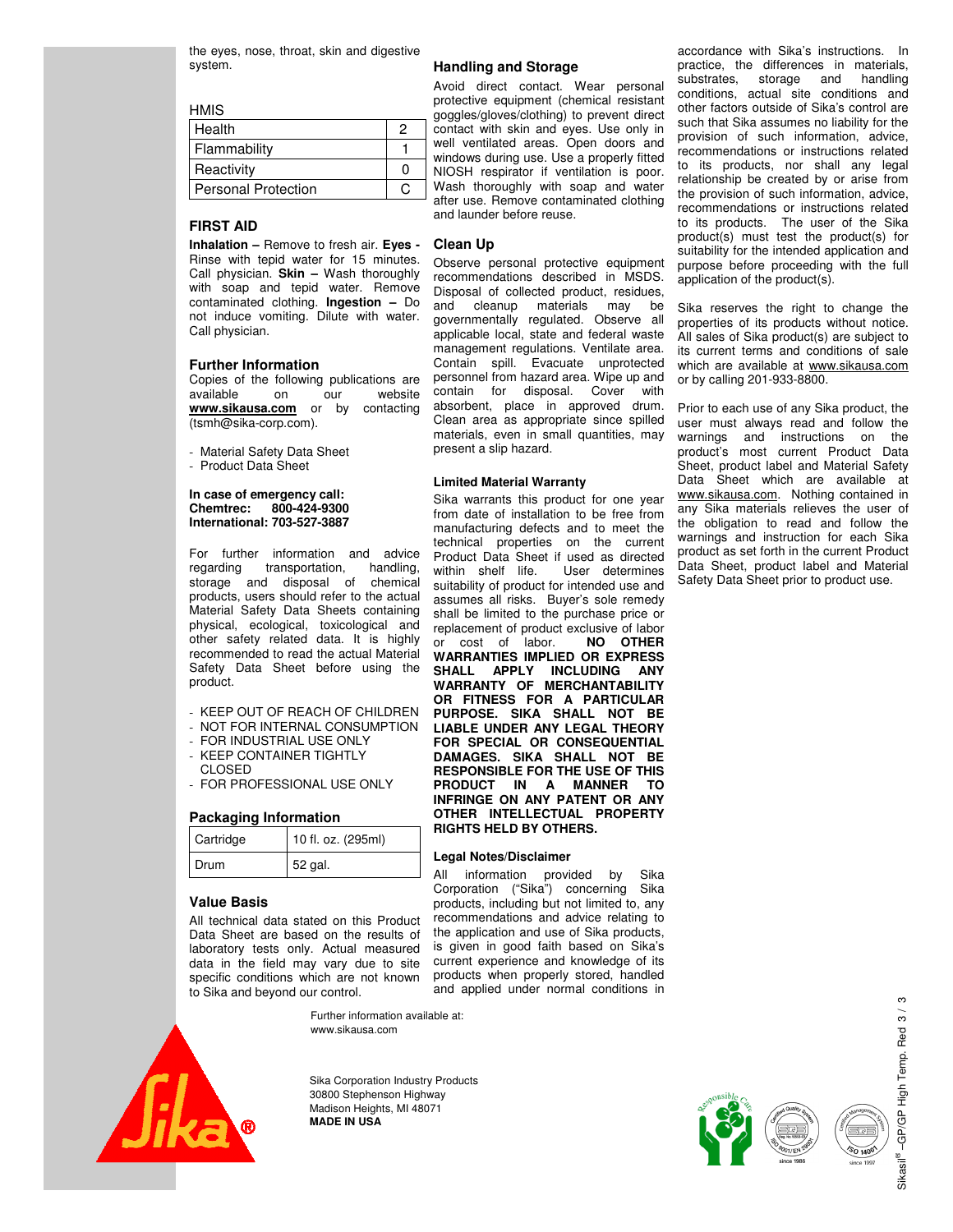the eyes, nose, throat, skin and digestive system.

HMIS

| | |
|---|---|
| Health | 2 |
| Flammability | 1 |
| Reactivity | 0 |
| Personal Protection | C |

## FIRST AID

**Inhalation –** Remove to fresh air. **Eyes -** Rinse with tepid water for 15 minutes. Call physician. **Skin –** Wash thoroughly with soap and tepid water. Remove contaminated clothing. **Ingestion –** Do not induce vomiting. Dilute with water. Call physician.

## Further Information

Copies of the following publications are available on our website **www.sikausa.com** or by contacting (tsmh@sika-corp.com).

- Material Safety Data Sheet
- Product Data Sheet

**In case of emergency call:**
**Chemtrec: 800-424-9300**
**International: 703-527-3887**

For further information and advice regarding transportation, handling, storage and disposal of chemical products, users should refer to the actual Material Safety Data Sheets containing physical, ecological, toxicological and other safety related data. It is highly recommended to read the actual Material Safety Data Sheet before using the product.

- KEEP OUT OF REACH OF CHILDREN
- NOT FOR INTERNAL CONSUMPTION
- FOR INDUSTRIAL USE ONLY
- KEEP CONTAINER TIGHTLY CLOSED
- FOR PROFESSIONAL USE ONLY

## Packaging Information

| | |
|---|---|
| Cartridge | 10 fl. oz. (295ml) |
| Drum | 52 gal. |

## Value Basis

All technical data stated on this Product Data Sheet are based on the results of laboratory tests only. Actual measured data in the field may vary due to site specific conditions which are not known to Sika and beyond our control.

## Handling and Storage

Avoid direct contact. Wear personal protective equipment (chemical resistant goggles/gloves/clothing) to prevent direct contact with skin and eyes. Use only in well ventilated areas. Open doors and windows during use. Use a properly fitted NIOSH respirator if ventilation is poor. Wash thoroughly with soap and water after use. Remove contaminated clothing and launder before reuse.

## Clean Up

Observe personal protective equipment recommendations described in MSDS. Disposal of collected product, residues, and cleanup materials may be governmentally regulated. Observe all applicable local, state and federal waste management regulations. Ventilate area. Contain spill. Evacuate unprotected personnel from hazard area. Wipe up and contain for disposal. Cover with absorbent, place in approved drum. Clean area as appropriate since spilled materials, even in small quantities, may present a slip hazard.

### Limited Material Warranty

Sika warrants this product for one year from date of installation to be free from manufacturing defects and to meet the technical properties on the current Product Data Sheet if used as directed within shelf life. User determines suitability of product for intended use and assumes all risks. Buyer's sole remedy shall be limited to the purchase price or replacement of product exclusive of labor or cost of labor. **NO OTHER WARRANTIES IMPLIED OR EXPRESS SHALL APPLY INCLUDING ANY WARRANTY OF MERCHANTABILITY OR FITNESS FOR A PARTICULAR PURPOSE. SIKA SHALL NOT BE LIABLE UNDER ANY LEGAL THEORY FOR SPECIAL OR CONSEQUENTIAL DAMAGES. SIKA SHALL NOT BE RESPONSIBLE FOR THE USE OF THIS PRODUCT IN A MANNER TO INFRINGE ON ANY PATENT OR ANY OTHER INTELLECTUAL PROPERTY RIGHTS HELD BY OTHERS.**

### Legal Notes/Disclaimer

All information provided by Sika Corporation ("Sika") concerning Sika products, including but not limited to, any recommendations and advice relating to the application and use of Sika products, is given in good faith based on Sika's current experience and knowledge of its products when properly stored, handled and applied under normal conditions in accordance with Sika's instructions. In practice, the differences in materials, substrates, storage and handling conditions, actual site conditions and other factors outside of Sika's control are such that Sika assumes no liability for the provision of such information, advice, recommendations or instructions related to its products, nor shall any legal relationship be created by or arise from the provision of such information, advice, recommendations or instructions related to its products. The user of the Sika product(s) must test the product(s) for suitability for the intended application and purpose before proceeding with the full application of the product(s).

Sika reserves the right to change the properties of its products without notice. All sales of Sika product(s) are subject to its current terms and conditions of sale which are available at www.sikausa.com or by calling 201-933-8800.

Prior to each use of any Sika product, the user must always read and follow the warnings and instructions on the product's most current Product Data Sheet, product label and Material Safety Data Sheet which are available at www.sikausa.com. Nothing contained in any Sika materials relieves the user of the obligation to read and follow the warnings and instruction for each Sika product as set forth in the current Product Data Sheet, product label and Material Safety Data Sheet prior to product use.

Further information available at:
www.sikausa.com

Sika Corporation Industry Products
30800 Stephenson Highway
Madison Heights, MI 48071
**MADE IN USA**